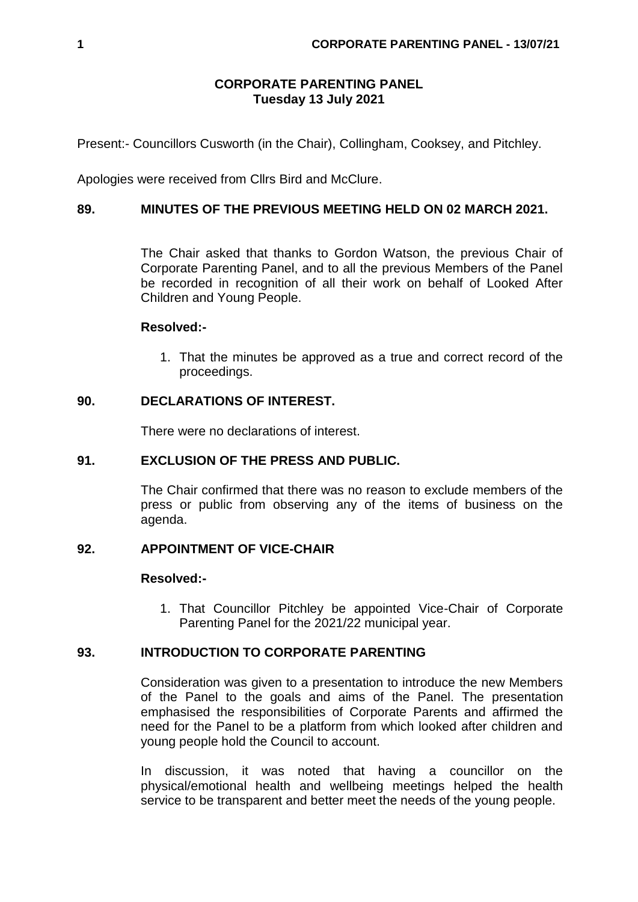# CORPORATE PARENTING PANEL
## Tuesday 13 July 2021

Present:- Councillors Cusworth (in the Chair), Collingham, Cooksey, and Pitchley.

Apologies were received from Cllrs Bird and McClure.

### 89. MINUTES OF THE PREVIOUS MEETING HELD ON 02 MARCH 2021.

The Chair asked that thanks to Gordon Watson, the previous Chair of Corporate Parenting Panel, and to all the previous Members of the Panel be recorded in recognition of all their work on behalf of Looked After Children and Young People.

**Resolved:-**

1. That the minutes be approved as a true and correct record of the proceedings.

### 90. DECLARATIONS OF INTEREST.

There were no declarations of interest.

### 91. EXCLUSION OF THE PRESS AND PUBLIC.

The Chair confirmed that there was no reason to exclude members of the press or public from observing any of the items of business on the agenda.

### 92. APPOINTMENT OF VICE-CHAIR

**Resolved:-**

1. That Councillor Pitchley be appointed Vice-Chair of Corporate Parenting Panel for the 2021/22 municipal year.

### 93. INTRODUCTION TO CORPORATE PARENTING

Consideration was given to a presentation to introduce the new Members of the Panel to the goals and aims of the Panel. The presentation emphasised the responsibilities of Corporate Parents and affirmed the need for the Panel to be a platform from which looked after children and young people hold the Council to account.

In discussion, it was noted that having a councillor on the physical/emotional health and wellbeing meetings helped the health service to be transparent and better meet the needs of the young people.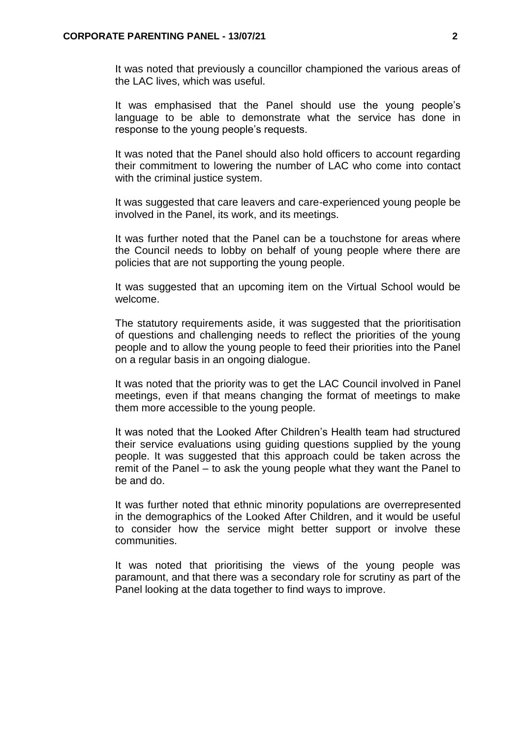It was noted that previously a councillor championed the various areas of the LAC lives, which was useful.

It was emphasised that the Panel should use the young people's language to be able to demonstrate what the service has done in response to the young people's requests.

It was noted that the Panel should also hold officers to account regarding their commitment to lowering the number of LAC who come into contact with the criminal justice system.

It was suggested that care leavers and care-experienced young people be involved in the Panel, its work, and its meetings.

It was further noted that the Panel can be a touchstone for areas where the Council needs to lobby on behalf of young people where there are policies that are not supporting the young people.

It was suggested that an upcoming item on the Virtual School would be welcome.

The statutory requirements aside, it was suggested that the prioritisation of questions and challenging needs to reflect the priorities of the young people and to allow the young people to feed their priorities into the Panel on a regular basis in an ongoing dialogue.

It was noted that the priority was to get the LAC Council involved in Panel meetings, even if that means changing the format of meetings to make them more accessible to the young people.

It was noted that the Looked After Children's Health team had structured their service evaluations using guiding questions supplied by the young people. It was suggested that this approach could be taken across the remit of the Panel – to ask the young people what they want the Panel to be and do.

It was further noted that ethnic minority populations are overrepresented in the demographics of the Looked After Children, and it would be useful to consider how the service might better support or involve these communities.

It was noted that prioritising the views of the young people was paramount, and that there was a secondary role for scrutiny as part of the Panel looking at the data together to find ways to improve.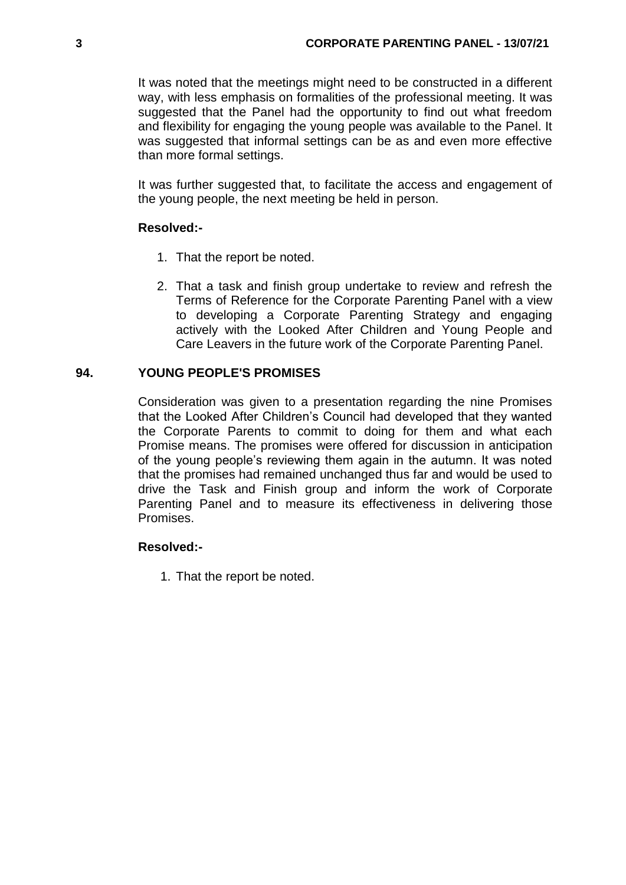It was noted that the meetings might need to be constructed in a different way, with less emphasis on formalities of the professional meeting. It was suggested that the Panel had the opportunity to find out what freedom and flexibility for engaging the young people was available to the Panel. It was suggested that informal settings can be as and even more effective than more formal settings.

It was further suggested that, to facilitate the access and engagement of the young people, the next meeting be held in person.

**Resolved:-**

1. That the report be noted.
2. That a task and finish group undertake to review and refresh the Terms of Reference for the Corporate Parenting Panel with a view to developing a Corporate Parenting Strategy and engaging actively with the Looked After Children and Young People and Care Leavers in the future work of the Corporate Parenting Panel.

## 94. YOUNG PEOPLE'S PROMISES

Consideration was given to a presentation regarding the nine Promises that the Looked After Children's Council had developed that they wanted the Corporate Parents to commit to doing for them and what each Promise means. The promises were offered for discussion in anticipation of the young people's reviewing them again in the autumn. It was noted that the promises had remained unchanged thus far and would be used to drive the Task and Finish group and inform the work of Corporate Parenting Panel and to measure its effectiveness in delivering those Promises.

**Resolved:-**

1. That the report be noted.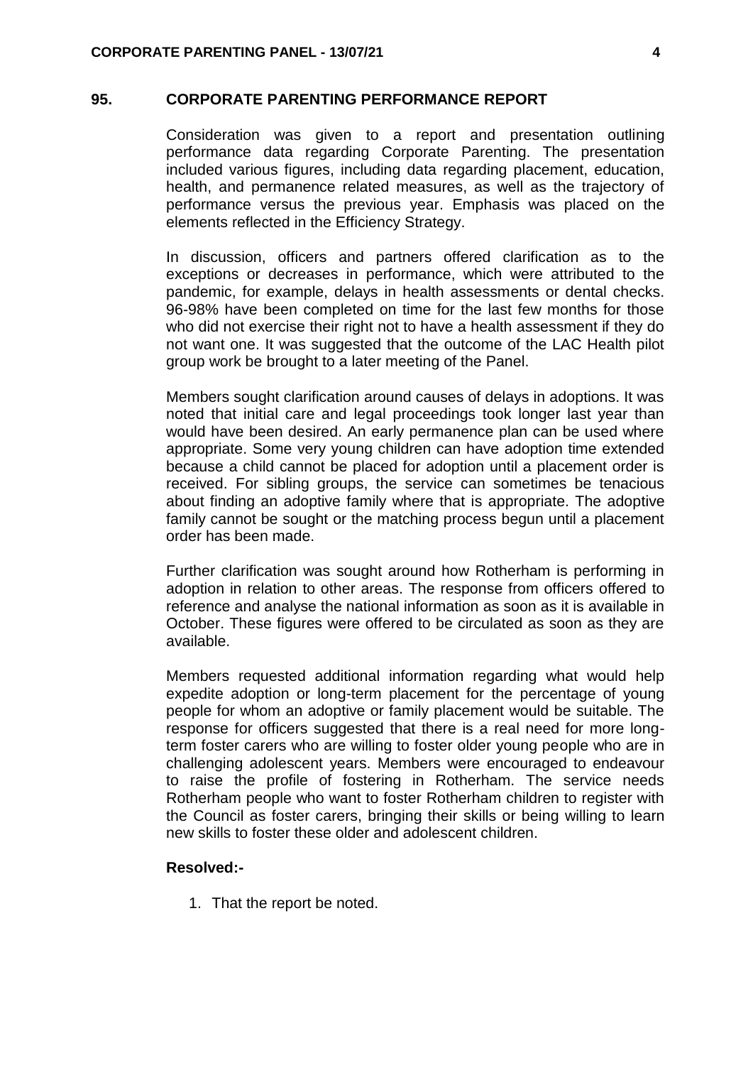## 95. CORPORATE PARENTING PERFORMANCE REPORT

Consideration was given to a report and presentation outlining performance data regarding Corporate Parenting. The presentation included various figures, including data regarding placement, education, health, and permanence related measures, as well as the trajectory of performance versus the previous year. Emphasis was placed on the elements reflected in the Efficiency Strategy.

In discussion, officers and partners offered clarification as to the exceptions or decreases in performance, which were attributed to the pandemic, for example, delays in health assessments or dental checks. 96-98% have been completed on time for the last few months for those who did not exercise their right not to have a health assessment if they do not want one. It was suggested that the outcome of the LAC Health pilot group work be brought to a later meeting of the Panel.

Members sought clarification around causes of delays in adoptions. It was noted that initial care and legal proceedings took longer last year than would have been desired. An early permanence plan can be used where appropriate. Some very young children can have adoption time extended because a child cannot be placed for adoption until a placement order is received. For sibling groups, the service can sometimes be tenacious about finding an adoptive family where that is appropriate. The adoptive family cannot be sought or the matching process begun until a placement order has been made.

Further clarification was sought around how Rotherham is performing in adoption in relation to other areas. The response from officers offered to reference and analyse the national information as soon as it is available in October. These figures were offered to be circulated as soon as they are available.

Members requested additional information regarding what would help expedite adoption or long-term placement for the percentage of young people for whom an adoptive or family placement would be suitable. The response for officers suggested that there is a real need for more long-term foster carers who are willing to foster older young people who are in challenging adolescent years. Members were encouraged to endeavour to raise the profile of fostering in Rotherham. The service needs Rotherham people who want to foster Rotherham children to register with the Council as foster carers, bringing their skills or being willing to learn new skills to foster these older and adolescent children.

**Resolved:-**

1. That the report be noted.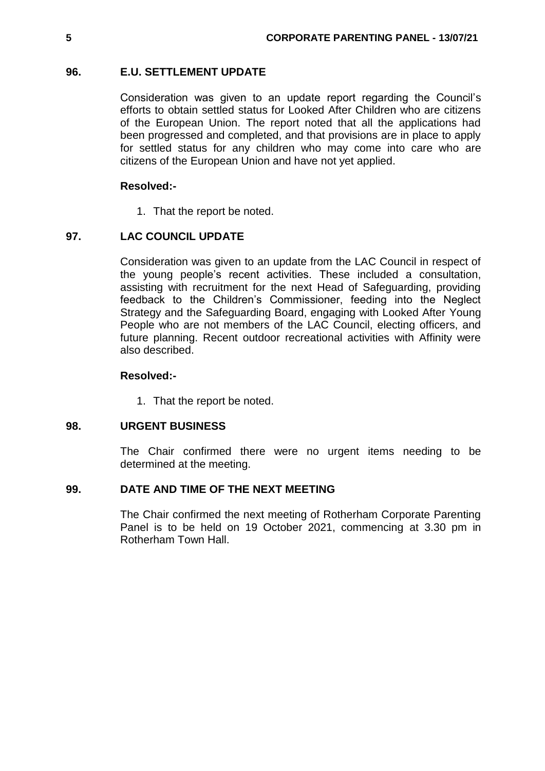## 96. E.U. SETTLEMENT UPDATE

Consideration was given to an update report regarding the Council's efforts to obtain settled status for Looked After Children who are citizens of the European Union. The report noted that all the applications had been progressed and completed, and that provisions are in place to apply for settled status for any children who may come into care who are citizens of the European Union and have not yet applied.

**Resolved:-**

1. That the report be noted.

## 97. LAC COUNCIL UPDATE

Consideration was given to an update from the LAC Council in respect of the young people's recent activities. These included a consultation, assisting with recruitment for the next Head of Safeguarding, providing feedback to the Children's Commissioner, feeding into the Neglect Strategy and the Safeguarding Board, engaging with Looked After Young People who are not members of the LAC Council, electing officers, and future planning. Recent outdoor recreational activities with Affinity were also described.

**Resolved:-**

1. That the report be noted.

## 98. URGENT BUSINESS

The Chair confirmed there were no urgent items needing to be determined at the meeting.

## 99. DATE AND TIME OF THE NEXT MEETING

The Chair confirmed the next meeting of Rotherham Corporate Parenting Panel is to be held on 19 October 2021, commencing at 3.30 pm in Rotherham Town Hall.